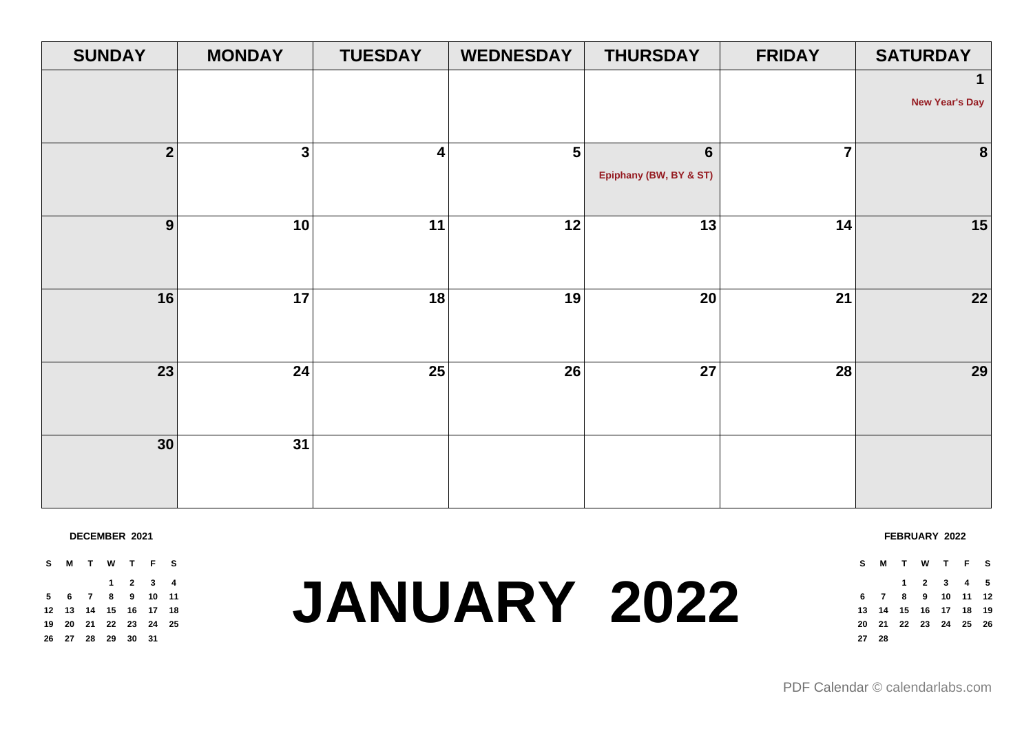# JANUARY 2022

| SUNDAY | MONDAY | TUESDAY | WEDNESDAY | THURSDAY | FRIDAY | SATURDAY |
|---|---|---|---|---|---|---|
| | | | | | | 1 New Year's Day |
| 2 | 3 | 4 | 5 | 6 Epiphany (BW, BY & ST) | 7 | 8 |
| 9 | 10 | 11 | 12 | 13 | 14 | 15 |
| 16 | 17 | 18 | 19 | 20 | 21 | 22 |
| 23 | 24 | 25 | 26 | 27 | 28 | 29 |
| 30 | 31 | | | | | |

**DECEMBER 2021**

| S | M | T | W | T | F | S |
|---|---|---|---|---|---|---|
| | | | 1 | 2 | 3 | 4 |
| 5 | 6 | 7 | 8 | 9 | 10 | 11 |
| 12 | 13 | 14 | 15 | 16 | 17 | 18 |
| 19 | 20 | 21 | 22 | 23 | 24 | 25 |
| 26 | 27 | 28 | 29 | 30 | 31 | |

**FEBRUARY 2022**

| S | M | T | W | T | F | S |
|---|---|---|---|---|---|---|
| | | 1 | 2 | 3 | 4 | 5 |
| 6 | 7 | 8 | 9 | 10 | 11 | 12 |
| 13 | 14 | 15 | 16 | 17 | 18 | 19 |
| 20 | 21 | 22 | 23 | 24 | 25 | 26 |
| 27 | 28 | | | | | |

PDF Calendar © calendarlabs.com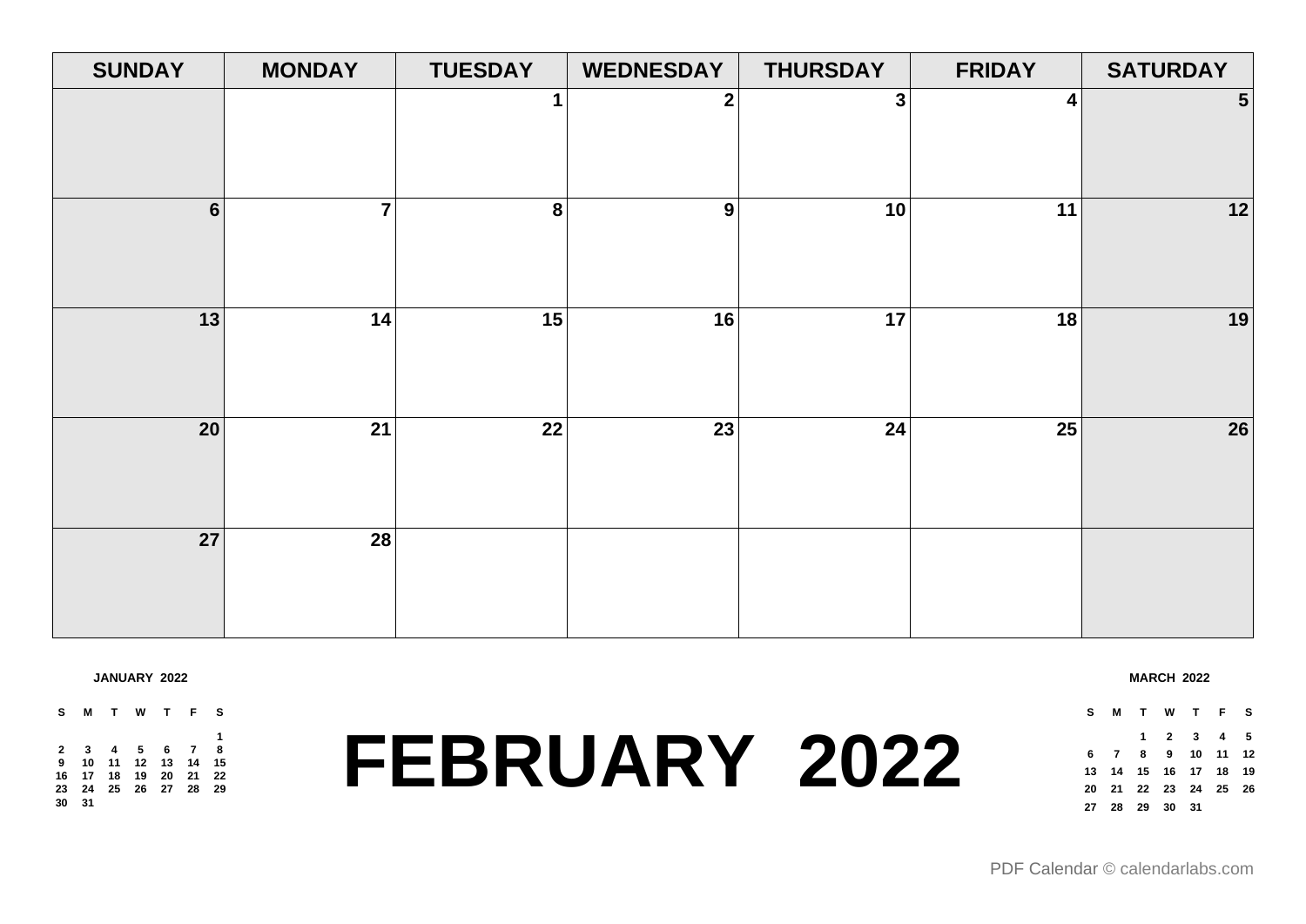# FEBRUARY 2022

| SUNDAY | MONDAY | TUESDAY | WEDNESDAY | THURSDAY | FRIDAY | SATURDAY |
|---|---|---|---|---|---|---|
| | | 1 | 2 | 3 | 4 | 5 |
| 6 | 7 | 8 | 9 | 10 | 11 | 12 |
| 13 | 14 | 15 | 16 | 17 | 18 | 19 |
| 20 | 21 | 22 | 23 | 24 | 25 | 26 |
| 27 | 28 | | | | | |

**JANUARY 2022**

| S | M | T | W | T | F | S |
|---|---|---|---|---|---|---|
| | | | | | | 1 |
| 2 | 3 | 4 | 5 | 6 | 7 | 8 |
| 9 | 10 | 11 | 12 | 13 | 14 | 15 |
| 16 | 17 | 18 | 19 | 20 | 21 | 22 |
| 23 | 24 | 25 | 26 | 27 | 28 | 29 |
| 30 | 31 | | | | | |

**MARCH 2022**

| S | M | T | W | T | F | S |
|---|---|---|---|---|---|---|
| | | 1 | 2 | 3 | 4 | 5 |
| 6 | 7 | 8 | 9 | 10 | 11 | 12 |
| 13 | 14 | 15 | 16 | 17 | 18 | 19 |
| 20 | 21 | 22 | 23 | 24 | 25 | 26 |
| 27 | 28 | 29 | 30 | 31 | | |

PDF Calendar © calendarlabs.com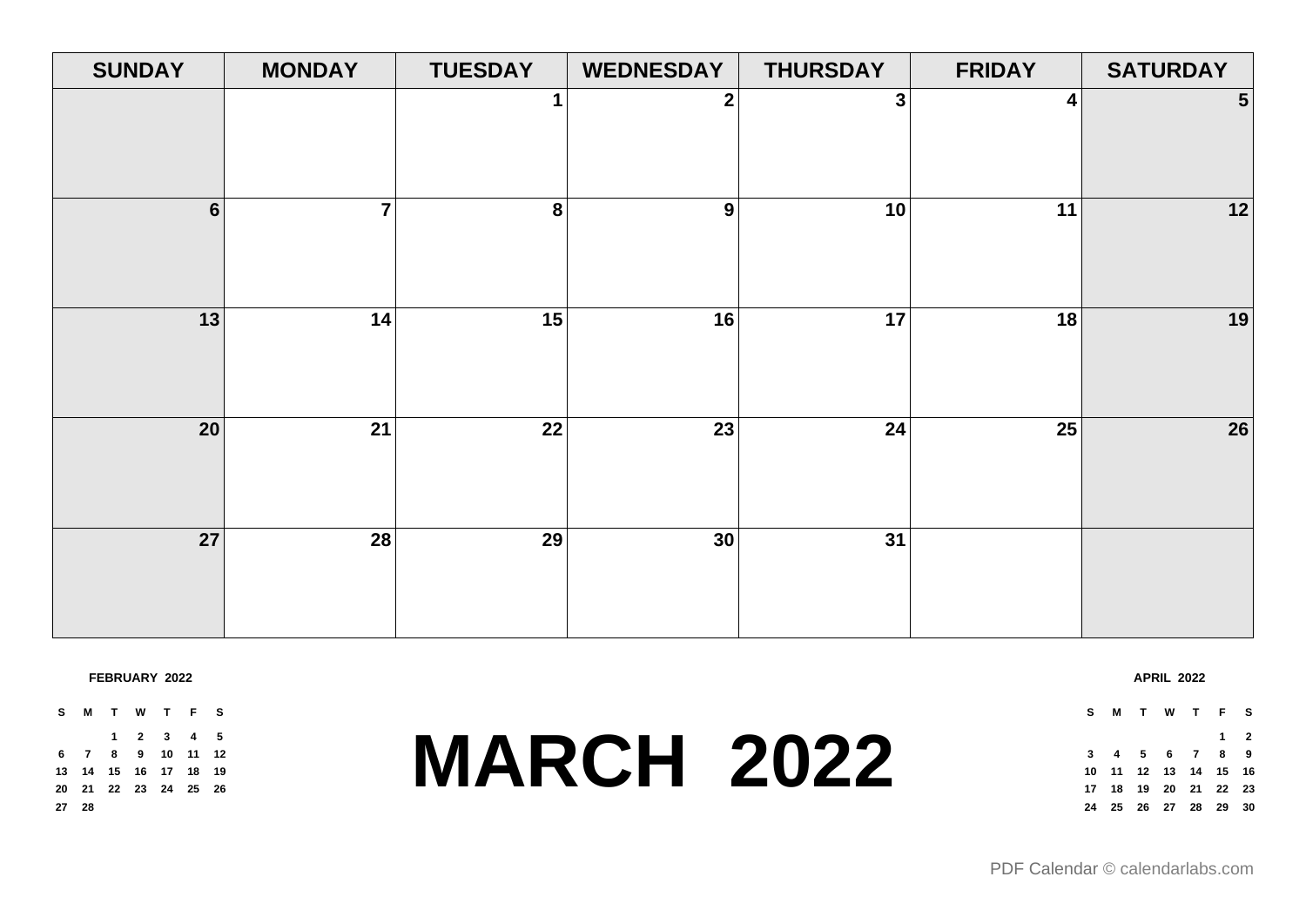| SUNDAY | MONDAY | TUESDAY | WEDNESDAY | THURSDAY | FRIDAY | SATURDAY |
|---|---|---|---|---|---|---|
| | | 1 | 2 | 3 | 4 | 5 |
| 6 | 7 | 8 | 9 | 10 | 11 | 12 |
| 13 | 14 | 15 | 16 | 17 | 18 | 19 |
| 20 | 21 | 22 | 23 | 24 | 25 | 26 |
| 27 | 28 | 29 | 30 | 31 | | |

**FEBRUARY 2022**

| S | M | T | W | T | F | S |
|---|---|---|---|---|---|---|
| | | 1 | 2 | 3 | 4 | 5 |
| 6 | 7 | 8 | 9 | 10 | 11 | 12 |
| 13 | 14 | 15 | 16 | 17 | 18 | 19 |
| 20 | 21 | 22 | 23 | 24 | 25 | 26 |
| 27 | 28 | | | | | |

# MARCH 2022

**APRIL 2022**

| S | M | T | W | T | F | S |
|---|---|---|---|---|---|---|
| | | | | | 1 | 2 |
| 3 | 4 | 5 | 6 | 7 | 8 | 9 |
| 10 | 11 | 12 | 13 | 14 | 15 | 16 |
| 17 | 18 | 19 | 20 | 21 | 22 | 23 |
| 24 | 25 | 26 | 27 | 28 | 29 | 30 |

PDF Calendar © calendarlabs.com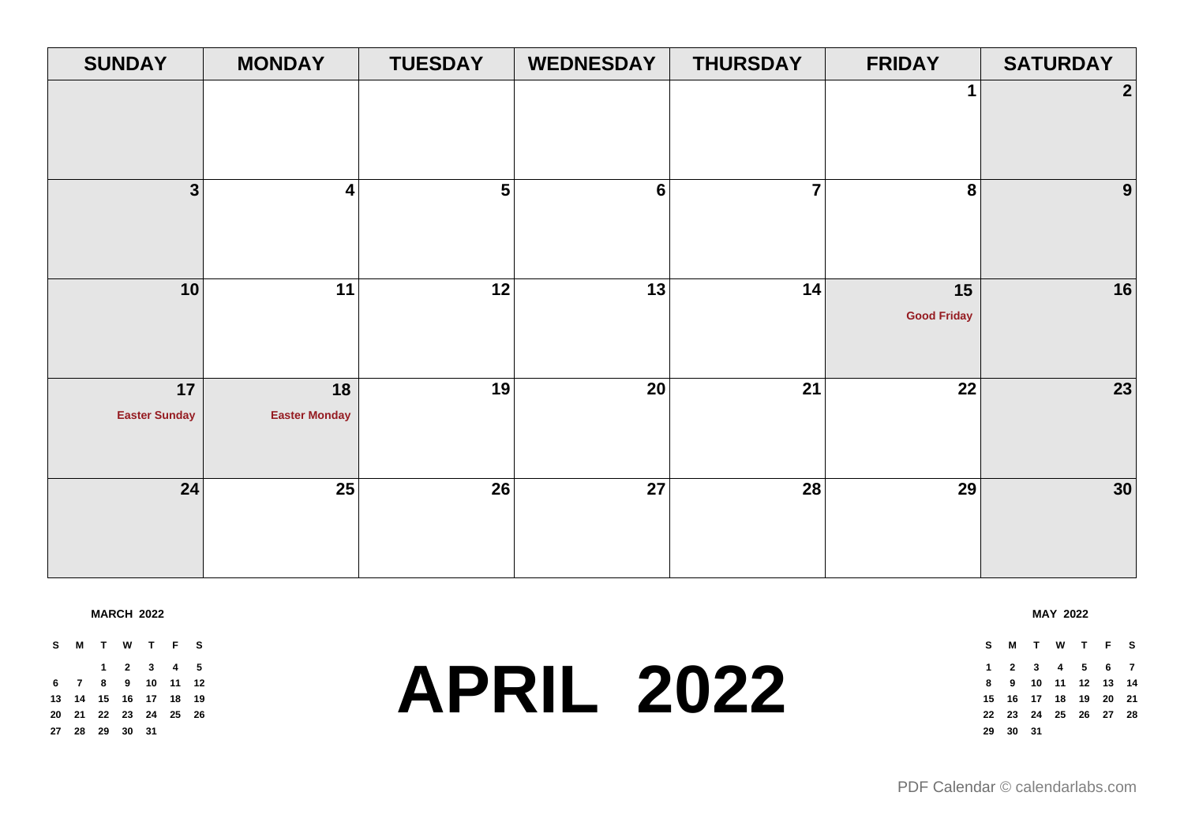| SUNDAY | MONDAY | TUESDAY | WEDNESDAY | THURSDAY | FRIDAY | SATURDAY |
|---|---|---|---|---|---|---|
| | | | | | 1 | 2 |
| 3 | 4 | 5 | 6 | 7 | 8 | 9 |
| 10 | 11 | 12 | 13 | 14 | 15 Good Friday | 16 |
| 17 Easter Sunday | 18 Easter Monday | 19 | 20 | 21 | 22 | 23 |
| 24 | 25 | 26 | 27 | 28 | 29 | 30 |

**MARCH 2022**

| S | M | T | W | T | F | S |
|---|---|---|---|---|---|---|
| | | 1 | 2 | 3 | 4 | 5 |
| 6 | 7 | 8 | 9 | 10 | 11 | 12 |
| 13 | 14 | 15 | 16 | 17 | 18 | 19 |
| 20 | 21 | 22 | 23 | 24 | 25 | 26 |
| 27 | 28 | 29 | 30 | 31 | | |

# APRIL 2022

**MAY 2022**

| S | M | T | W | T | F | S |
|---|---|---|---|---|---|---|
| 1 | 2 | 3 | 4 | 5 | 6 | 7 |
| 8 | 9 | 10 | 11 | 12 | 13 | 14 |
| 15 | 16 | 17 | 18 | 19 | 20 | 21 |
| 22 | 23 | 24 | 25 | 26 | 27 | 28 |
| 29 | 30 | 31 | | | | |

PDF Calendar © calendarlabs.com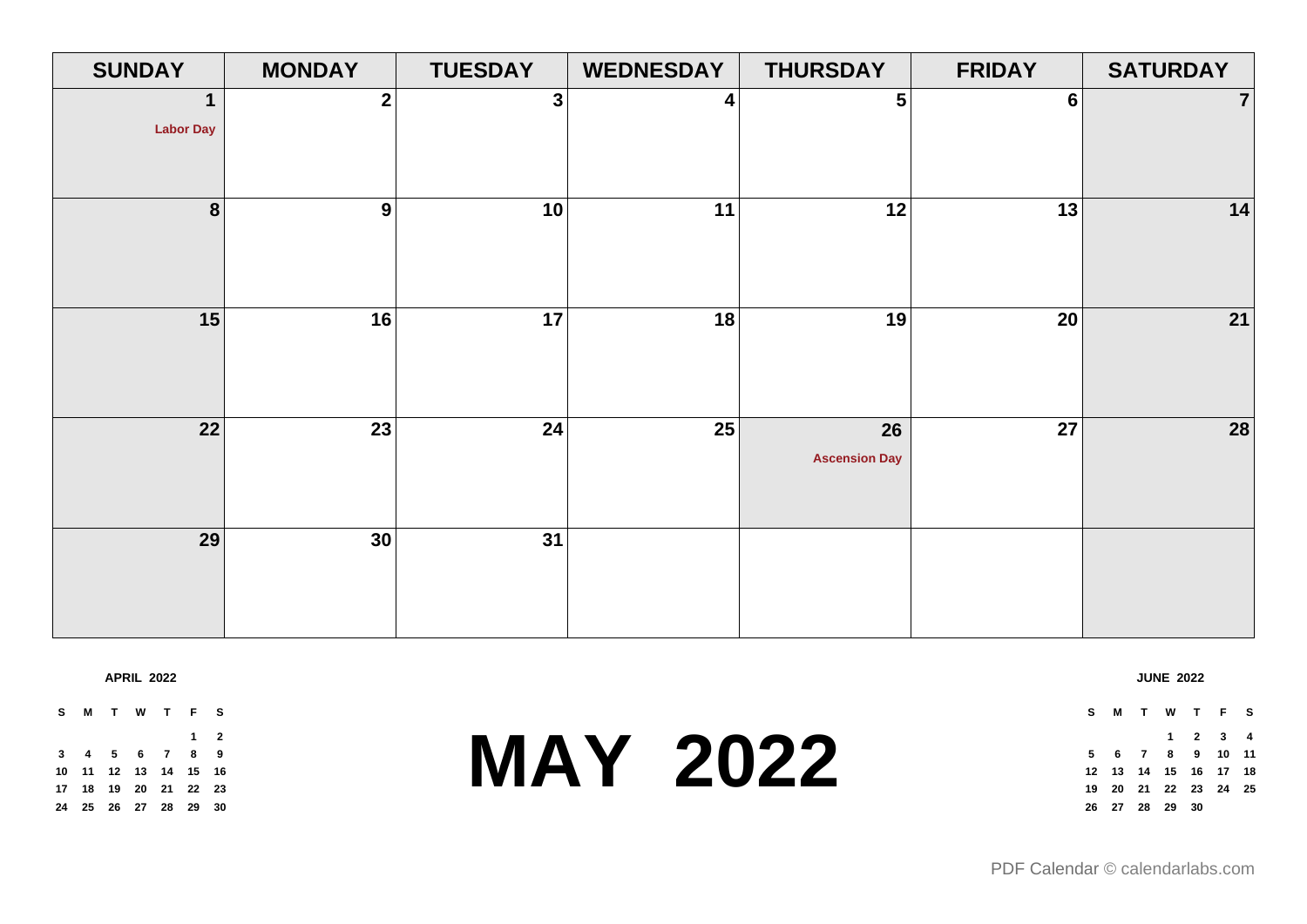# MAY 2022

| SUNDAY | MONDAY | TUESDAY | WEDNESDAY | THURSDAY | FRIDAY | SATURDAY |
|---|---|---|---|---|---|---|
| 1 Labor Day | 2 | 3 | 4 | 5 | 6 | 7 |
| 8 | 9 | 10 | 11 | 12 | 13 | 14 |
| 15 | 16 | 17 | 18 | 19 | 20 | 21 |
| 22 | 23 | 24 | 25 | 26 Ascension Day | 27 | 28 |
| 29 | 30 | 31 | | | | |

**APRIL 2022**

| S | M | T | W | T | F | S |
|---|---|---|---|---|---|---|
| | | | | | 1 | 2 |
| 3 | 4 | 5 | 6 | 7 | 8 | 9 |
| 10 | 11 | 12 | 13 | 14 | 15 | 16 |
| 17 | 18 | 19 | 20 | 21 | 22 | 23 |
| 24 | 25 | 26 | 27 | 28 | 29 | 30 |

**JUNE 2022**

| S | M | T | W | T | F | S |
|---|---|---|---|---|---|---|
| | | | 1 | 2 | 3 | 4 |
| 5 | 6 | 7 | 8 | 9 | 10 | 11 |
| 12 | 13 | 14 | 15 | 16 | 17 | 18 |
| 19 | 20 | 21 | 22 | 23 | 24 | 25 |
| 26 | 27 | 28 | 29 | 30 | | |

PDF Calendar © calendarlabs.com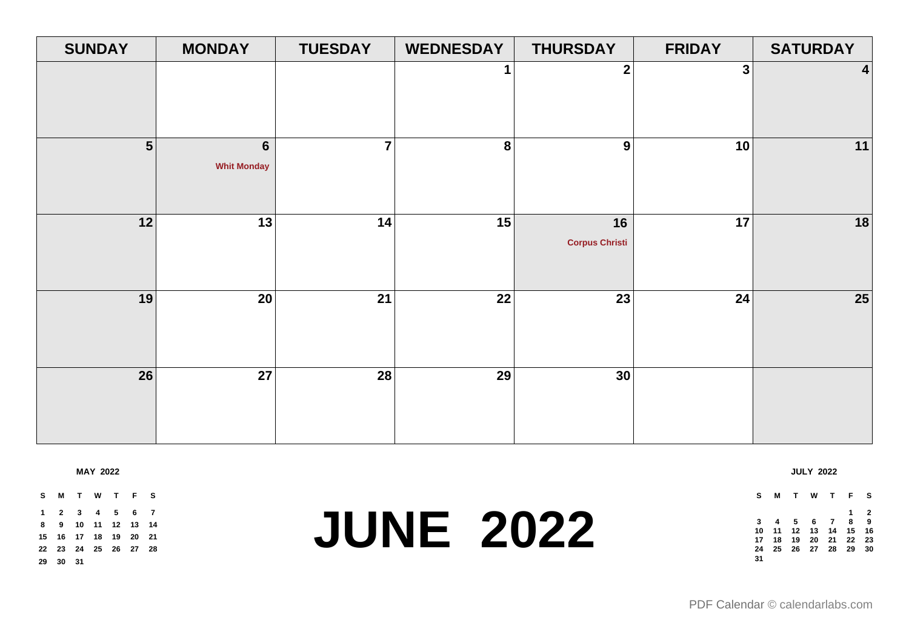# JUNE 2022

| SUNDAY | MONDAY | TUESDAY | WEDNESDAY | THURSDAY | FRIDAY | SATURDAY |
|---|---|---|---|---|---|---|
| | | | 1 | 2 | 3 | 4 |
| 5 | 6 Whit Monday | 7 | 8 | 9 | 10 | 11 |
| 12 | 13 | 14 | 15 | 16 Corpus Christi | 17 | 18 |
| 19 | 20 | 21 | 22 | 23 | 24 | 25 |
| 26 | 27 | 28 | 29 | 30 | | |

**MAY 2022**

| S | M | T | W | T | F | S |
|---|---|---|---|---|---|---|
| 1 | 2 | 3 | 4 | 5 | 6 | 7 |
| 8 | 9 | 10 | 11 | 12 | 13 | 14 |
| 15 | 16 | 17 | 18 | 19 | 20 | 21 |
| 22 | 23 | 24 | 25 | 26 | 27 | 28 |
| 29 | 30 | 31 | | | | |

**JULY 2022**

| S | M | T | W | T | F | S |
|---|---|---|---|---|---|---|
| | | | | | 1 | 2 |
| 3 | 4 | 5 | 6 | 7 | 8 | 9 |
| 10 | 11 | 12 | 13 | 14 | 15 | 16 |
| 17 | 18 | 19 | 20 | 21 | 22 | 23 |
| 24 | 25 | 26 | 27 | 28 | 29 | 30 |
| 31 | | | | | | |

PDF Calendar © calendarlabs.com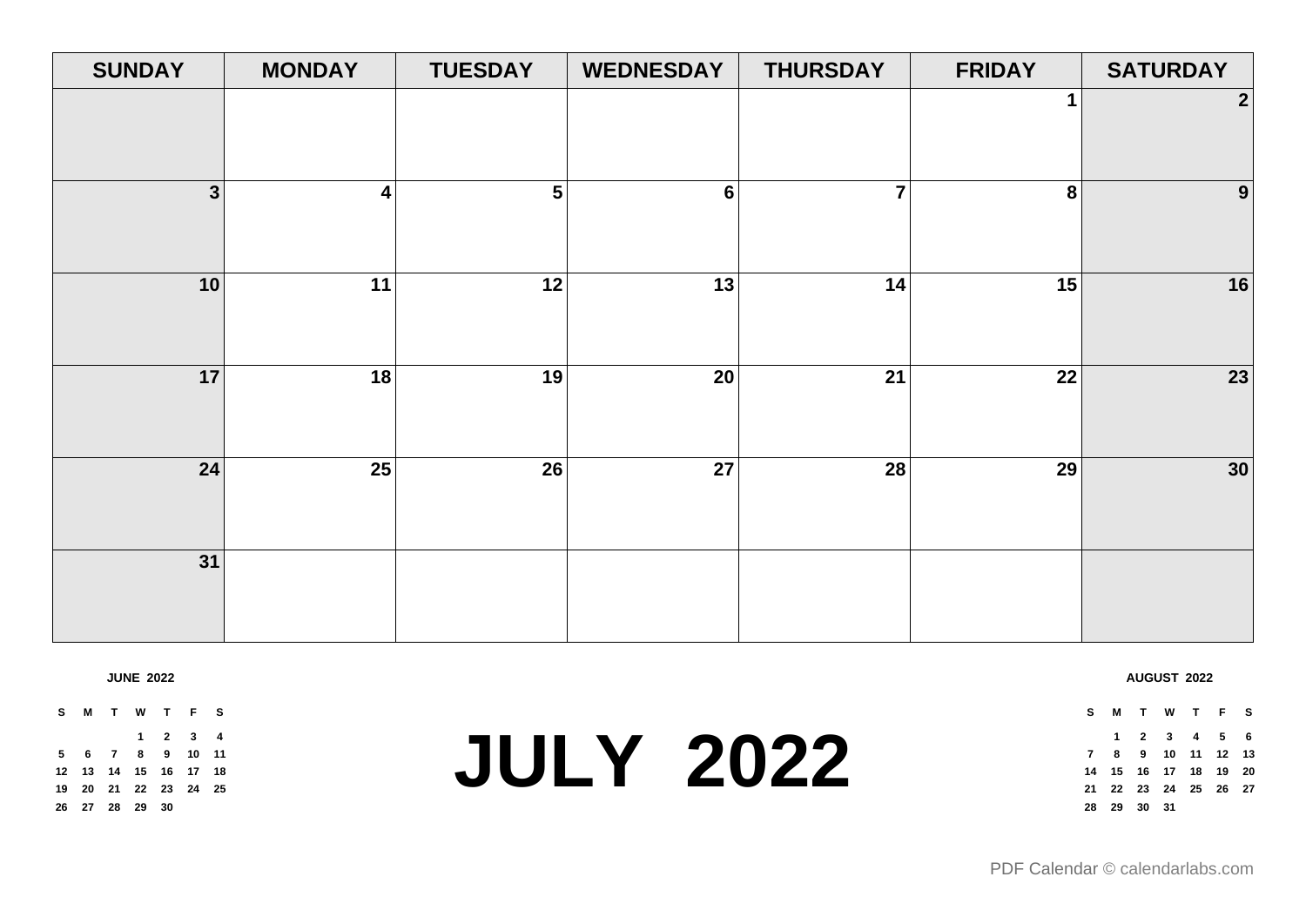# JULY 2022

| SUNDAY | MONDAY | TUESDAY | WEDNESDAY | THURSDAY | FRIDAY | SATURDAY |
| --- | --- | --- | --- | --- | --- | --- |
| | | | | | 1 | 2 |
| 3 | 4 | 5 | 6 | 7 | 8 | 9 |
| 10 | 11 | 12 | 13 | 14 | 15 | 16 |
| 17 | 18 | 19 | 20 | 21 | 22 | 23 |
| 24 | 25 | 26 | 27 | 28 | 29 | 30 |
| 31 | | | | | | |

**JUNE 2022**

| S | M | T | W | T | F | S |
| --- | --- | --- | --- | --- | --- | --- |
| | | | 1 | 2 | 3 | 4 |
| 5 | 6 | 7 | 8 | 9 | 10 | 11 |
| 12 | 13 | 14 | 15 | 16 | 17 | 18 |
| 19 | 20 | 21 | 22 | 23 | 24 | 25 |
| 26 | 27 | 28 | 29 | 30 | | |

**AUGUST 2022**

| S | M | T | W | T | F | S |
| --- | --- | --- | --- | --- | --- | --- |
| | 1 | 2 | 3 | 4 | 5 | 6 |
| 7 | 8 | 9 | 10 | 11 | 12 | 13 |
| 14 | 15 | 16 | 17 | 18 | 19 | 20 |
| 21 | 22 | 23 | 24 | 25 | 26 | 27 |
| 28 | 29 | 30 | 31 | | | |

PDF Calendar © calendarlabs.com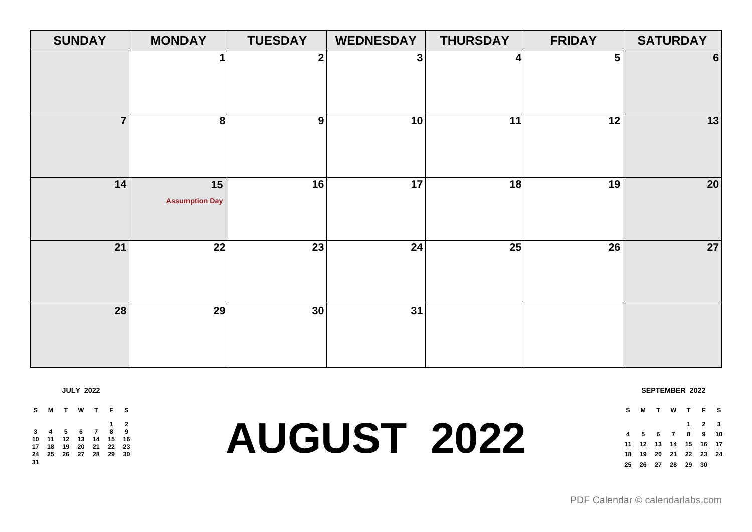# AUGUST 2022

| SUNDAY | MONDAY | TUESDAY | WEDNESDAY | THURSDAY | FRIDAY | SATURDAY |
|---|---|---|---|---|---|---|
| | 1 | 2 | 3 | 4 | 5 | 6 |
| 7 | 8 | 9 | 10 | 11 | 12 | 13 |
| 14 | 15 Assumption Day | 16 | 17 | 18 | 19 | 20 |
| 21 | 22 | 23 | 24 | 25 | 26 | 27 |
| 28 | 29 | 30 | 31 | | | |

**JULY 2022**

| S | M | T | W | T | F | S |
|---|---|---|---|---|---|---|
| | | | | | 1 | 2 |
| 3 | 4 | 5 | 6 | 7 | 8 | 9 |
| 10 | 11 | 12 | 13 | 14 | 15 | 16 |
| 17 | 18 | 19 | 20 | 21 | 22 | 23 |
| 24 | 25 | 26 | 27 | 28 | 29 | 30 |
| 31 | | | | | | |

**SEPTEMBER 2022**

| S | M | T | W | T | F | S |
|---|---|---|---|---|---|---|
| | | | | 1 | 2 | 3 |
| 4 | 5 | 6 | 7 | 8 | 9 | 10 |
| 11 | 12 | 13 | 14 | 15 | 16 | 17 |
| 18 | 19 | 20 | 21 | 22 | 23 | 24 |
| 25 | 26 | 27 | 28 | 29 | 30 | |

PDF Calendar © calendarlabs.com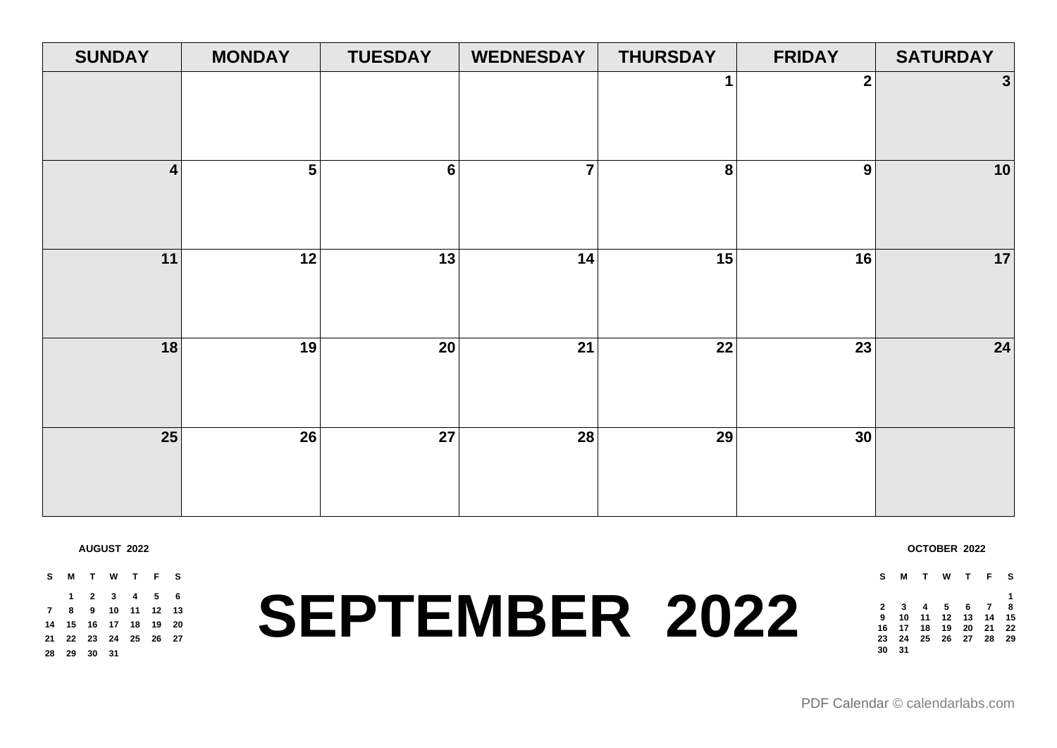# SEPTEMBER 2022

| SUNDAY | MONDAY | TUESDAY | WEDNESDAY | THURSDAY | FRIDAY | SATURDAY |
|---|---|---|---|---|---|---|
| | | | | 1 | 2 | 3 |
| 4 | 5 | 6 | 7 | 8 | 9 | 10 |
| 11 | 12 | 13 | 14 | 15 | 16 | 17 |
| 18 | 19 | 20 | 21 | 22 | 23 | 24 |
| 25 | 26 | 27 | 28 | 29 | 30 | |

**AUGUST 2022**

| S | M | T | W | T | F | S |
|---|---|---|---|---|---|---|
| | 1 | 2 | 3 | 4 | 5 | 6 |
| 7 | 8 | 9 | 10 | 11 | 12 | 13 |
| 14 | 15 | 16 | 17 | 18 | 19 | 20 |
| 21 | 22 | 23 | 24 | 25 | 26 | 27 |
| 28 | 29 | 30 | 31 | | | |

**OCTOBER 2022**

| S | M | T | W | T | F | S |
|---|---|---|---|---|---|---|
| | | | | | | 1 |
| 2 | 3 | 4 | 5 | 6 | 7 | 8 |
| 9 | 10 | 11 | 12 | 13 | 14 | 15 |
| 16 | 17 | 18 | 19 | 20 | 21 | 22 |
| 23 | 24 | 25 | 26 | 27 | 28 | 29 |
| 30 | 31 | | | | | |

PDF Calendar © calendarlabs.com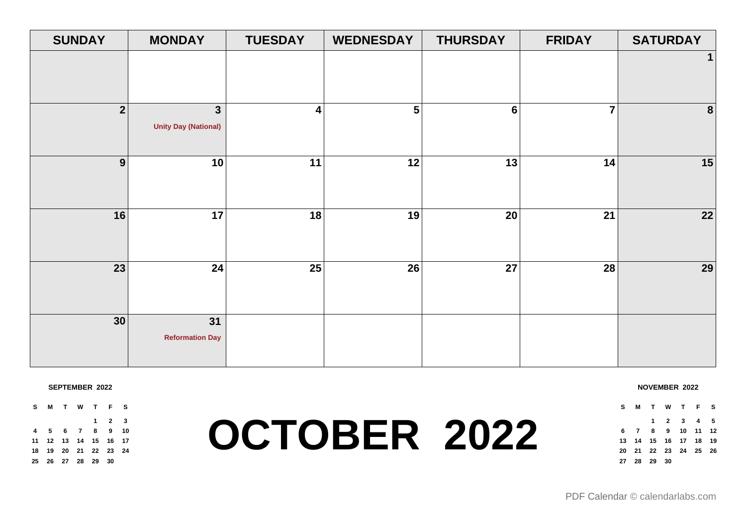# OCTOBER 2022

| SUNDAY | MONDAY | TUESDAY | WEDNESDAY | THURSDAY | FRIDAY | SATURDAY |
|---|---|---|---|---|---|---|
| | | | | | | 1 |
| 2 | 3 Unity Day (National) | 4 | 5 | 6 | 7 | 8 |
| 9 | 10 | 11 | 12 | 13 | 14 | 15 |
| 16 | 17 | 18 | 19 | 20 | 21 | 22 |
| 23 | 24 | 25 | 26 | 27 | 28 | 29 |
| 30 | 31 Reformation Day | | | | | |

**SEPTEMBER 2022**

| S | M | T | W | T | F | S |
|---|---|---|---|---|---|---|
| | | | | 1 | 2 | 3 |
| 4 | 5 | 6 | 7 | 8 | 9 | 10 |
| 11 | 12 | 13 | 14 | 15 | 16 | 17 |
| 18 | 19 | 20 | 21 | 22 | 23 | 24 |
| 25 | 26 | 27 | 28 | 29 | 30 | |

**NOVEMBER 2022**

| S | M | T | W | T | F | S |
|---|---|---|---|---|---|---|
| | | 1 | 2 | 3 | 4 | 5 |
| 6 | 7 | 8 | 9 | 10 | 11 | 12 |
| 13 | 14 | 15 | 16 | 17 | 18 | 19 |
| 20 | 21 | 22 | 23 | 24 | 25 | 26 |
| 27 | 28 | 29 | 30 | | | |

PDF Calendar © calendarlabs.com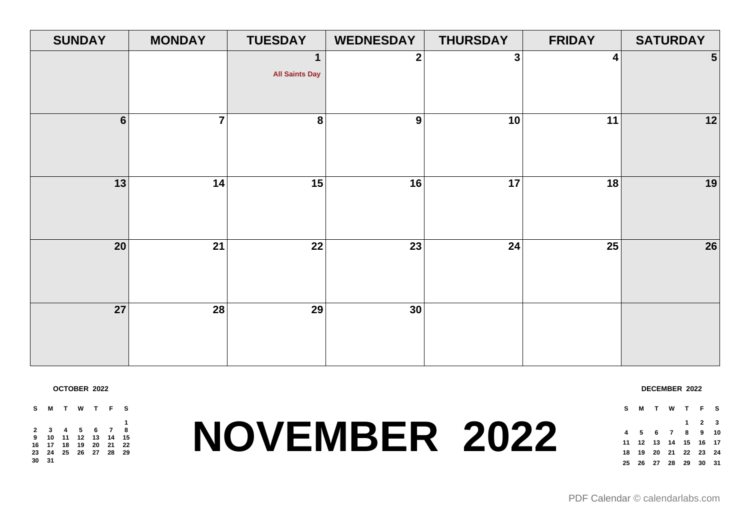# NOVEMBER 2022

| SUNDAY | MONDAY | TUESDAY | WEDNESDAY | THURSDAY | FRIDAY | SATURDAY |
|---|---|---|---|---|---|---|
| | | 1 All Saints Day | 2 | 3 | 4 | 5 |
| 6 | 7 | 8 | 9 | 10 | 11 | 12 |
| 13 | 14 | 15 | 16 | 17 | 18 | 19 |
| 20 | 21 | 22 | 23 | 24 | 25 | 26 |
| 27 | 28 | 29 | 30 | | | |

**OCTOBER 2022**

| S | M | T | W | T | F | S |
|---|---|---|---|---|---|---|
| | | | | | | 1 |
| 2 | 3 | 4 | 5 | 6 | 7 | 8 |
| 9 | 10 | 11 | 12 | 13 | 14 | 15 |
| 16 | 17 | 18 | 19 | 20 | 21 | 22 |
| 23 | 24 | 25 | 26 | 27 | 28 | 29 |
| 30 | 31 | | | | | |

**DECEMBER 2022**

| S | M | T | W | T | F | S |
|---|---|---|---|---|---|---|
| | | | | 1 | 2 | 3 |
| 4 | 5 | 6 | 7 | 8 | 9 | 10 |
| 11 | 12 | 13 | 14 | 15 | 16 | 17 |
| 18 | 19 | 20 | 21 | 22 | 23 | 24 |
| 25 | 26 | 27 | 28 | 29 | 30 | 31 |

PDF Calendar © calendarlabs.com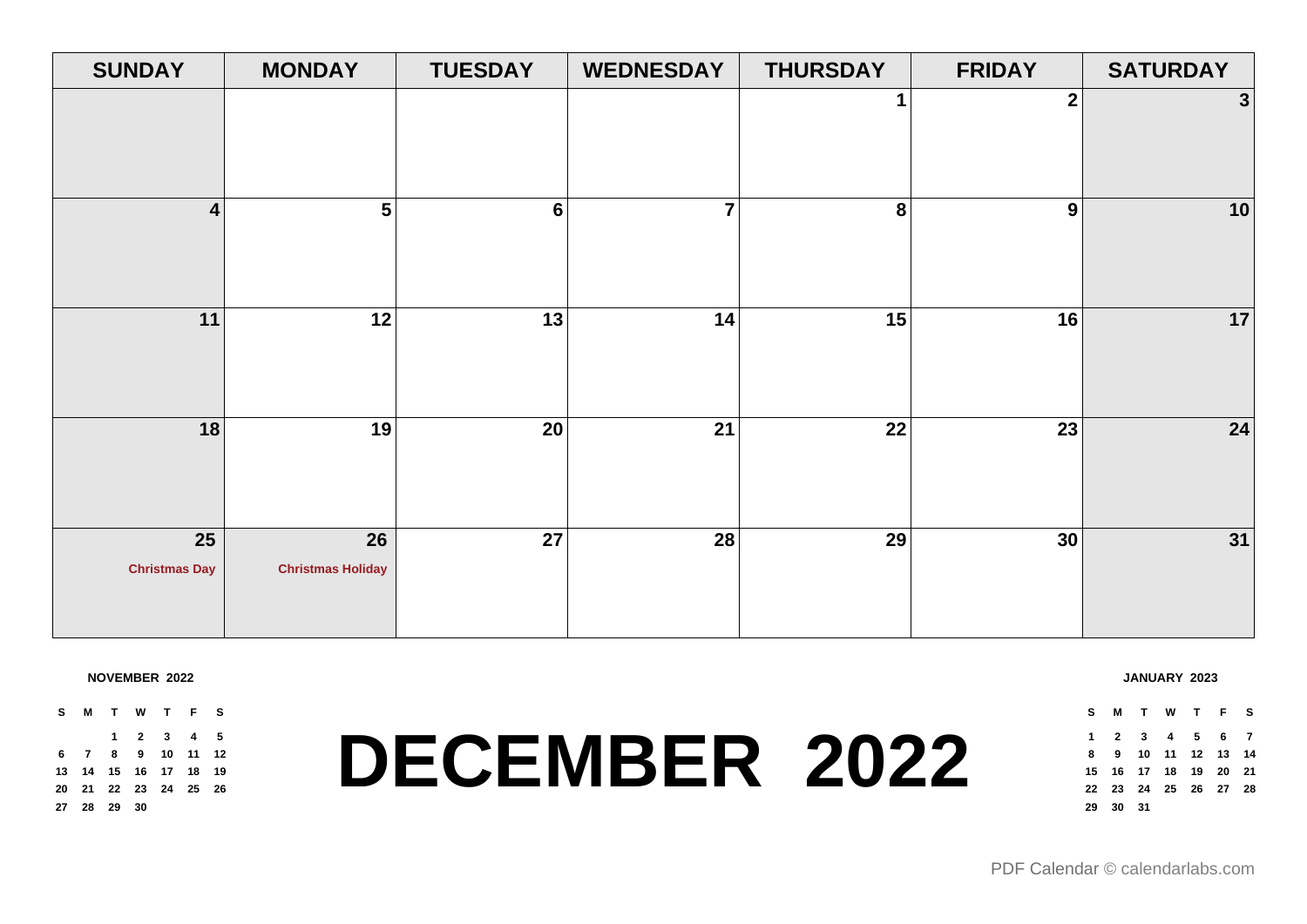# DECEMBER 2022

| SUNDAY | MONDAY | TUESDAY | WEDNESDAY | THURSDAY | FRIDAY | SATURDAY |
|---|---|---|---|---|---|---|
| | | | | 1 | 2 | 3 |
| 4 | 5 | 6 | 7 | 8 | 9 | 10 |
| 11 | 12 | 13 | 14 | 15 | 16 | 17 |
| 18 | 19 | 20 | 21 | 22 | 23 | 24 |
| 25 Christmas Day | 26 Christmas Holiday | 27 | 28 | 29 | 30 | 31 |

**NOVEMBER 2022**

| S | M | T | W | T | F | S |
|---|---|---|---|---|---|---|
| | | 1 | 2 | 3 | 4 | 5 |
| 6 | 7 | 8 | 9 | 10 | 11 | 12 |
| 13 | 14 | 15 | 16 | 17 | 18 | 19 |
| 20 | 21 | 22 | 23 | 24 | 25 | 26 |
| 27 | 28 | 29 | 30 | | | |

**JANUARY 2023**

| S | M | T | W | T | F | S |
|---|---|---|---|---|---|---|
| 1 | 2 | 3 | 4 | 5 | 6 | 7 |
| 8 | 9 | 10 | 11 | 12 | 13 | 14 |
| 15 | 16 | 17 | 18 | 19 | 20 | 21 |
| 22 | 23 | 24 | 25 | 26 | 27 | 28 |
| 29 | 30 | 31 | | | | |

PDF Calendar © calendarlabs.com